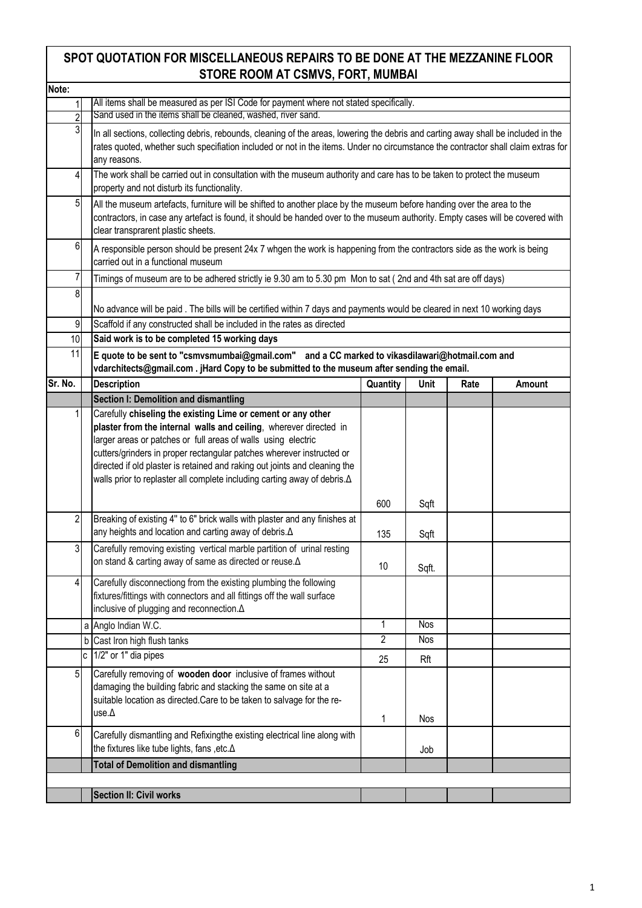# SPOT QUOTATION FOR MISCELLANEOUS REPAIRS TO BE DONE AT THE MEZZANINE FLOOR STORE ROOM AT CSMVS, FORT, MUMBAI

**Note:**

| | |
|---|---|
| 1 | All items shall be measured as per ISI Code for payment where not stated specifically. |
| 2 | Sand used in the items shall be cleaned, washed, river sand. |
| 3 | In all sections, collecting debris, rebounds, cleaning of the areas, lowering the debris and carting away shall be included in the rates quoted, whether such specifiation included or not in the items. Under no circumstance the contractor shall claim extras for any reasons. |
| 4 | The work shall be carried out in consultation with the museum authority and care has to be taken to protect the museum property and not disturb its functionality. |
| 5 | All the museum artefacts, furniture will be shifted to another place by the museum before handing over the area to the contractors, in case any artefact is found, it should be handed over to the museum authority. Empty cases will be covered with clear transprarent plastic sheets. |
| 6 | A responsible person should be present 24x 7 whgen the work is happening from the contractors side as the work is being carried out in a functional museum |
| 7 | Timings of museum are to be adhered strictly ie 9.30 am to 5.30 pm Mon to sat ( 2nd and 4th sat are off days) |
| 8 | No advance will be paid . The bills will be certified within 7 days and payments would be cleared in next 10 working days |
| 9 | Scaffold if any constructed shall be included in the rates as directed |
| 10 | **Said work is to be completed 15 working days** |
| 11 | **E quote to be sent to "csmvsmumbai@gmail.com" and a CC marked to vikasdilawari@hotmail.com and vdarchitects@gmail.com . jHard Copy to be submitted to the museum after sending the email.** |

| Sr. No. | | Description | Quantity | Unit | Rate | Amount |
|---|---|---|---|---|---|---|
| | | **Section I: Demolition and dismantling** | | | | |
| 1 | | Carefully **chiseling the existing Lime or cement or any other plaster from the internal walls and ceiling**, wherever directed in larger areas or patches or full areas of walls using electric cutters/grinders in proper rectangular patches wherever instructed or directed if old plaster is retained and raking out joints and cleaning the walls prior to replaster all complete including carting away of debris.Δ | 600 | Sqft | | |
| 2 | | Breaking of existing 4" to 6" brick walls with plaster and any finishes at any heights and location and carting away of debris.Δ | 135 | Sqft | | |
| 3 | | Carefully removing existing vertical marble partition of urinal resting on stand & carting away of same as directed or reuse.Δ | 10 | Sqft. | | |
| 4 | | Carefully disconnectiong from the existing plumbing the following fixtures/fittings with connectors and all fittings off the wall surface inclusive of plugging and reconnection.Δ | | | | |
| | a | Anglo Indian W.C. | 1 | Nos | | |
| | b | Cast Iron high flush tanks | 2 | Nos | | |
| | c | 1/2" or 1" dia pipes | 25 | Rft | | |
| 5 | | Carefully removing of **wooden door** inclusive of frames without damaging the building fabric and stacking the same on site at a suitable location as directed.Care to be taken to salvage for the re-use.Δ | 1 | Nos | | |
| 6 | | Carefully dismantling and Refixingthe existing electrical line along with the fixtures like tube lights, fans ,etc.Δ | | Job | | |
| | | **Total of Demolition and dismantling** | | | | |
| | | | | | | |
| | | **Section II: Civil works** | | | | |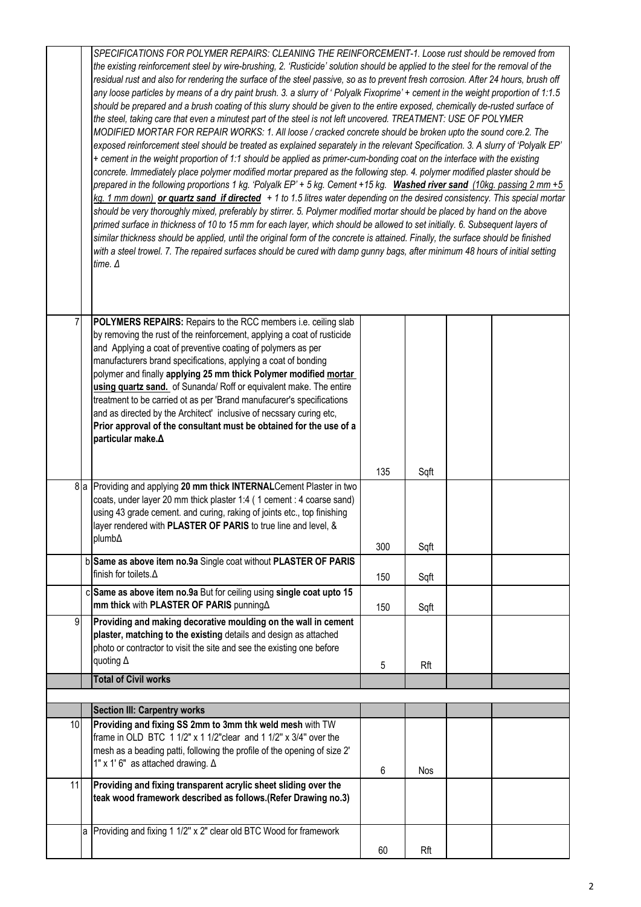| | | | | | |
|---|---|---|---|---|---|
| | *SPECIFICATIONS FOR POLYMER REPAIRS: CLEANING THE REINFORCEMENT-1. Loose rust should be removed from the existing reinforcement steel by wire-brushing, 2. 'Rusticide' solution should be applied to the steel for the removal of the residual rust and also for rendering the surface of the steel passive, so as to prevent fresh corrosion. After 24 hours, brush off any loose particles by means of a dry paint brush. 3. a slurry of ' Polyalk Fixoprime' + cement in the weight proportion of 1:1.5 should be prepared and a brush coating of this slurry should be given to the entire exposed, chemically de-rusted surface of the steel, taking care that even a minutest part of the steel is not left uncovered. TREATMENT: USE OF POLYMER MODIFIED MORTAR FOR REPAIR WORKS: 1. All loose / cracked concrete should be broken upto the sound core.2. The exposed reinforcement steel should be treated as explained separately in the relevant Specification. 3. A slurry of 'Polyalk EP' + cement in the weight proportion of 1:1 should be applied as primer-cum-bonding coat on the interface with the existing concrete. Immediately place polymer modified mortar prepared as the following step. 4. polymer modified plaster should be prepared in the following proportions 1 kg. 'Polyalk EP' + 5 kg. Cement +15 kg.* ***Washed river sand*** *(10kg. passing 2 mm +5 kg. 1 mm down)* ***or quartz sand if directed*** *+ 1 to 1.5 litres water depending on the desired consistency. This special mortar should be very thoroughly mixed, preferably by stirrer. 5. Polymer modified mortar should be placed by hand on the above primed surface in thickness of 10 to 15 mm for each layer, which should be allowed to set initially. 6. Subsequent layers of similar thickness should be applied, until the original form of the concrete is attained. Finally, the surface should be finished with a steel trowel. 7. The repaired surfaces should be cured with damp gunny bags, after minimum 48 hours of initial setting time. Δ* | | | | |
| 7 | **POLYMERS REPAIRS:** Repairs to the RCC members i.e. ceiling slab by removing the rust of the reinforcement, applying a coat of rusticide and Applying a coat of preventive coating of polymers as per manufacturers brand specifications, applying a coat of bonding polymer and finally **applying 25 mm thick Polymer modified mortar using quartz sand.** of Sunanda/ Roff or equivalent make. The entire treatment to be carried ot as per 'Brand manufacurer's specifications and as directed by the Architect' inclusive of necssary curing etc, **Prior approval of the consultant must be obtained for the use of a particular make.Δ** | 135 | Sqft | | |
| 8 a | Providing and applying **20 mm thick INTERNAL** Cement Plaster in two coats, under layer 20 mm thick plaster 1:4 ( 1 cement : 4 coarse sand) using 43 grade cement. and curing, raking of joints etc., top finishing layer rendered with **PLASTER OF PARIS** to true line and level, & plumbΔ | 300 | Sqft | | |
| b | **Same as above item no.9a** Single coat without **PLASTER OF PARIS** finish for toilets.Δ | 150 | Sqft | | |
| c | **Same as above item no.9a** But for ceiling using **single coat upto 15 mm thick** with **PLASTER OF PARIS** punningΔ | 150 | Sqft | | |
| 9 | **Providing and making decorative moulding on the wall in cement plaster, matching to the existing** details and design as attached photo or contractor to visit the site and see the existing one before quoting Δ | 5 | Rft | | |
| | **Total of Civil works** | | | | |
| | | | | | |
| | **Section III: Carpentry works** | | | | |
| 10 | **Providing and fixing SS 2mm to 3mm thk weld mesh** with TW frame in OLD BTC 1 1/2" x 1 1/2"clear and 1 1/2" x 3/4" over the mesh as a beading patti, following the profile of the opening of size 2' 1" x 1' 6" as attached drawing. Δ | 6 | Nos | | |
| 11 | **Providing and fixing transparent acrylic sheet sliding over the teak wood framework described as follows.(Refer Drawing no.3)** | | | | |
| a | Providing and fixing 1 1/2" x 2" clear old BTC Wood for framework | 60 | Rft | | |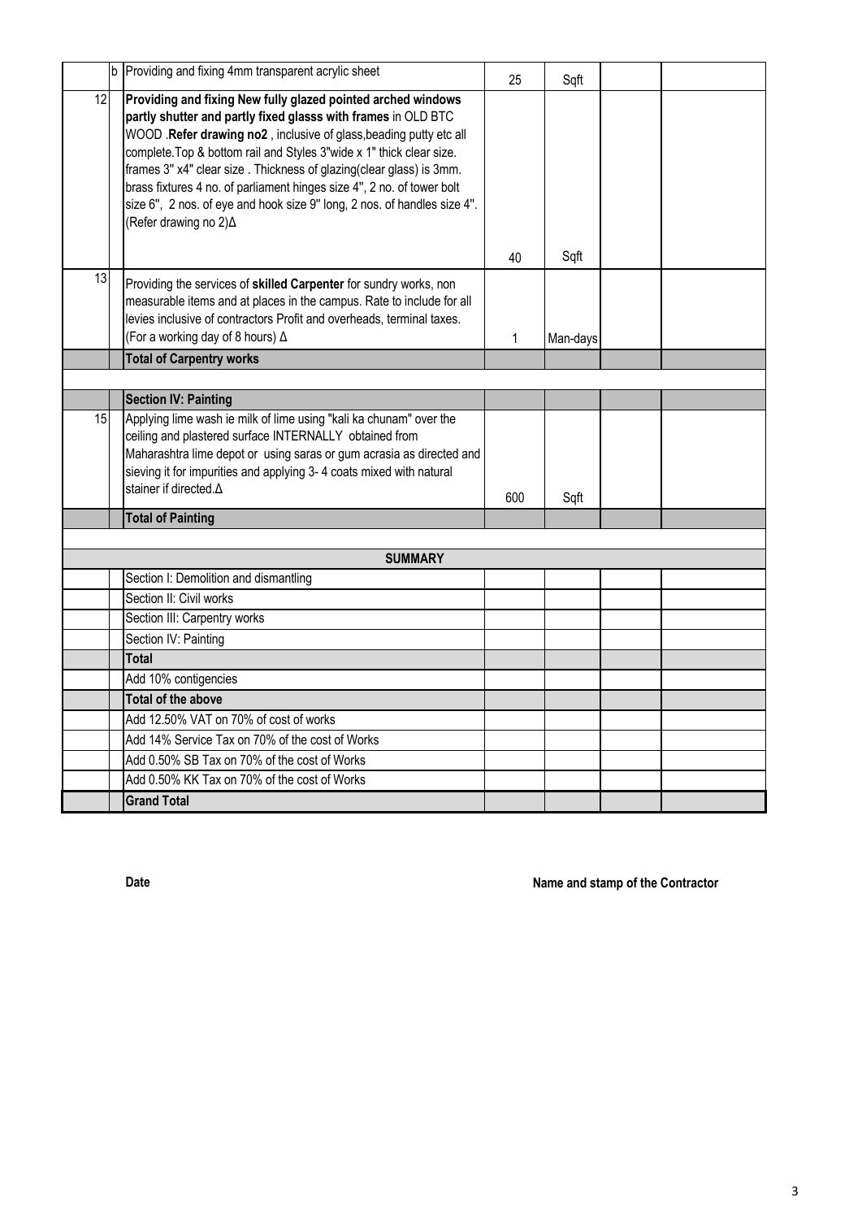| | | | | | | |
|---|---|---|---|---|---|---|
| | b | Providing and fixing 4mm transparent acrylic sheet | 25 | Sqft | | |
| 12 | | **Providing and fixing New fully glazed pointed arched windows partly shutter and partly fixed glasss with frames** in OLD BTC WOOD .**Refer drawing no2** , inclusive of glass,beading putty etc all complete.Top & bottom rail and Styles 3"wide x 1" thick clear size. frames 3" x4" clear size . Thickness of glazing(clear glass) is 3mm. brass fixtures 4 no. of parliament hinges size 4", 2 no. of tower bolt size 6", 2 nos. of eye and hook size 9" long, 2 nos. of handles size 4". (Refer drawing no 2)Δ | 40 | Sqft | | |
| 13 | | Providing the services of **skilled Carpenter** for sundry works, non measurable items and at places in the campus. Rate to include for all levies inclusive of contractors Profit and overheads, terminal taxes. (For a working day of 8 hours) Δ | 1 | Man-days | | |
| | | **Total of Carpentry works** | | | | |
| | | | | | | |
| | | **Section IV: Painting** | | | | |
| 15 | | Applying lime wash ie milk of lime using "kali ka chunam" over the ceiling and plastered surface INTERNALLY obtained from Maharashtra lime depot or using saras or gum acrasia as directed and sieving it for impurities and applying 3- 4 coats mixed with natural stainer if directed.Δ | 600 | Sqft | | |
| | | **Total of Painting** | | | | |
| | | | | | | |
| | | **SUMMARY** | | | | |
| | | Section I: Demolition and dismantling | | | | |
| | | Section II: Civil works | | | | |
| | | Section III: Carpentry works | | | | |
| | | Section IV: Painting | | | | |
| | | **Total** | | | | |
| | | Add 10% contigencies | | | | |
| | | **Total of the above** | | | | |
| | | Add 12.50% VAT on 70% of cost of works | | | | |
| | | Add 14% Service Tax on 70% of the cost of Works | | | | |
| | | Add 0.50% SB Tax on 70% of the cost of Works | | | | |
| | | Add 0.50% KK Tax on 70% of the cost of Works | | | | |
| | | **Grand Total** | | | | |

**Date**

**Name and stamp of the Contractor**